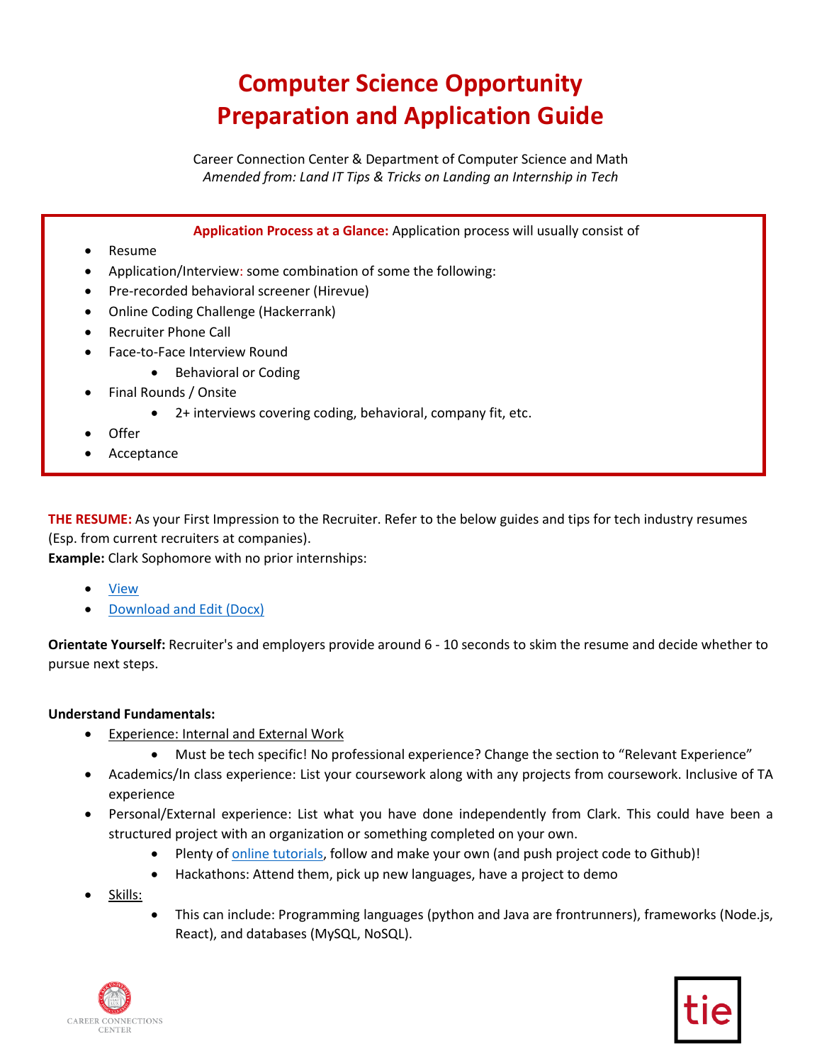# Computer Science Opportunity Preparation and Application Guide

Career Connection Center & Department of Computer Science and Math
*Amended from: Land IT Tips & Tricks on Landing an Internship in Tech*

**Application Process at a Glance:** Application process will usually consist of

- Resume
- Application/Interview: some combination of some the following:
- Pre-recorded behavioral screener (Hirevue)
- Online Coding Challenge (Hackerrank)
- Recruiter Phone Call
- Face-to-Face Interview Round
  - Behavioral or Coding
- Final Rounds / Onsite
  - 2+ interviews covering coding, behavioral, company fit, etc.
- Offer
- Acceptance

**THE RESUME:** As your First Impression to the Recruiter. Refer to the below guides and tips for tech industry resumes (Esp. from current recruiters at companies).

**Example:** Clark Sophomore with no prior internships:

- View
- Download and Edit (Docx)

**Orientate Yourself:** Recruiter's and employers provide around 6 - 10 seconds to skim the resume and decide whether to pursue next steps.

**Understand Fundamentals:**

- Experience: Internal and External Work
  - Must be tech specific! No professional experience? Change the section to "Relevant Experience"
- Academics/In class experience: List your coursework along with any projects from coursework. Inclusive of TA experience
- Personal/External experience: List what you have done independently from Clark. This could have been a structured project with an organization or something completed on your own.
  - Plenty of online tutorials, follow and make your own (and push project code to Github)!
  - Hackathons: Attend them, pick up new languages, have a project to demo
- Skills:
  - This can include: Programming languages (python and Java are frontrunners), frameworks (Node.js, React), and databases (MySQL, NoSQL).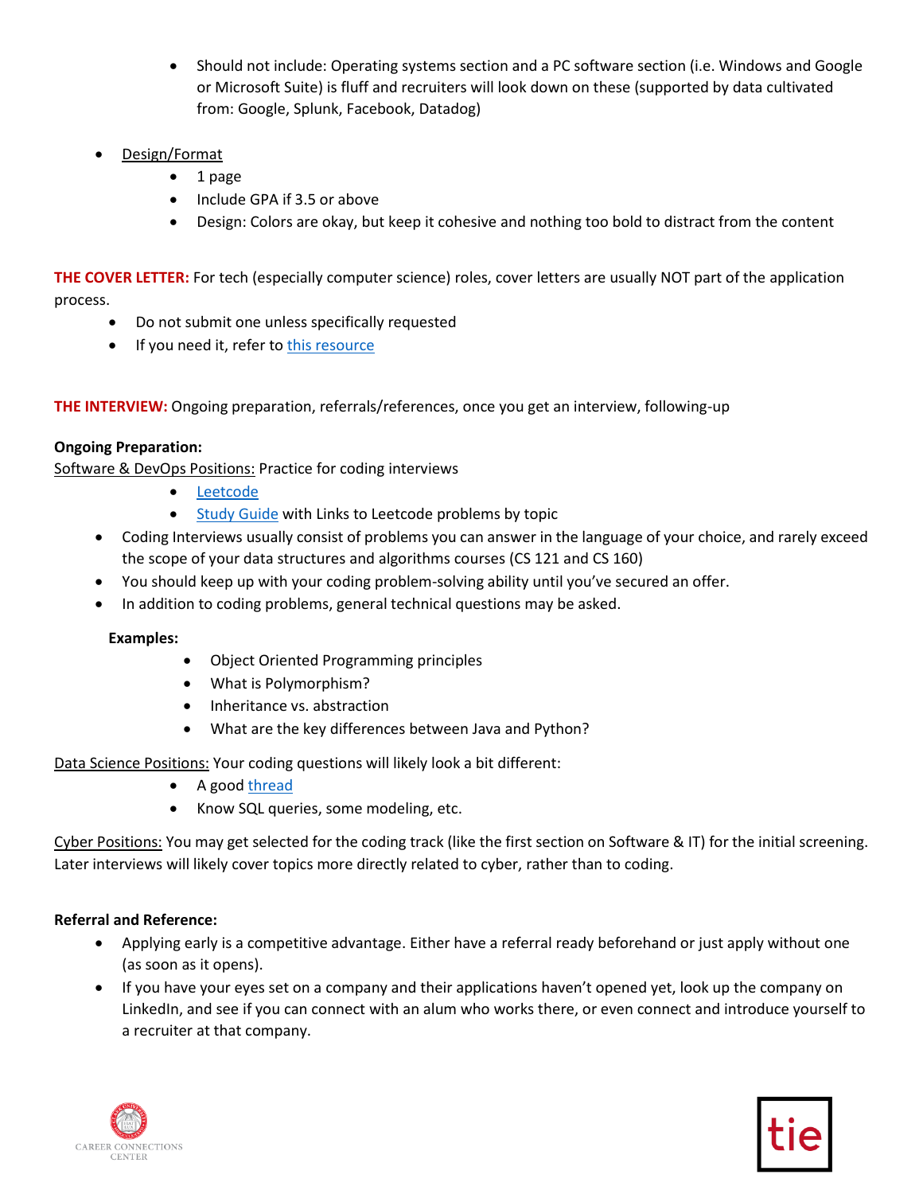- Should not include: Operating systems section and a PC software section (i.e. Windows and Google or Microsoft Suite) is fluff and recruiters will look down on these (supported by data cultivated from: Google, Splunk, Facebook, Datadog)

- Design/Format
    - 1 page
    - Include GPA if 3.5 or above
    - Design: Colors are okay, but keep it cohesive and nothing too bold to distract from the content

**THE COVER LETTER:** For tech (especially computer science) roles, cover letters are usually NOT part of the application process.

- Do not submit one unless specifically requested
- If you need it, refer to this resource

**THE INTERVIEW:** Ongoing preparation, referrals/references, once you get an interview, following-up

**Ongoing Preparation:**

Software & DevOps Positions: Practice for coding interviews

- Leetcode
- Study Guide with Links to Leetcode problems by topic

- Coding Interviews usually consist of problems you can answer in the language of your choice, and rarely exceed the scope of your data structures and algorithms courses (CS 121 and CS 160)
- You should keep up with your coding problem-solving ability until you've secured an offer.
- In addition to coding problems, general technical questions may be asked.

**Examples:**

- Object Oriented Programming principles
- What is Polymorphism?
- Inheritance vs. abstraction
- What are the key differences between Java and Python?

Data Science Positions: Your coding questions will likely look a bit different:

- A good thread
- Know SQL queries, some modeling, etc.

Cyber Positions: You may get selected for the coding track (like the first section on Software & IT) for the initial screening. Later interviews will likely cover topics more directly related to cyber, rather than to coding.

**Referral and Reference:**

- Applying early is a competitive advantage. Either have a referral ready beforehand or just apply without one (as soon as it opens).
- If you have your eyes set on a company and their applications haven't opened yet, look up the company on LinkedIn, and see if you can connect with an alum who works there, or even connect and introduce yourself to a recruiter at that company.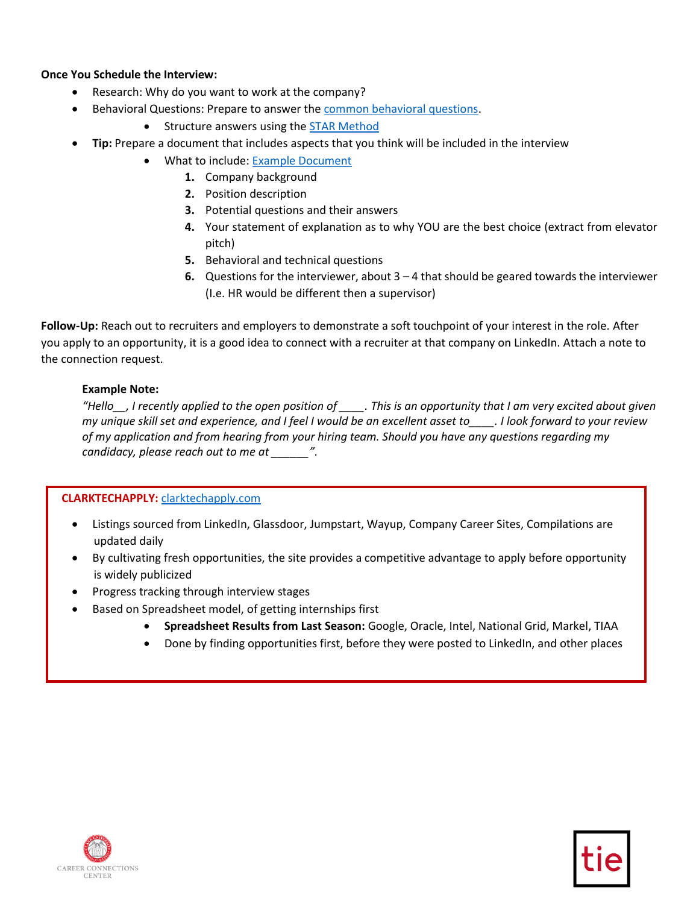**Once You Schedule the Interview:**

- Research: Why do you want to work at the company?
- Behavioral Questions: Prepare to answer the [common behavioral questions](#).
    - Structure answers using the [STAR Method](#)
- **Tip:** Prepare a document that includes aspects that you think will be included in the interview
    - What to include: [Example Document](#)
        1. Company background
        2. Position description
        3. Potential questions and their answers
        4. Your statement of explanation as to why YOU are the best choice (extract from elevator pitch)
        5. Behavioral and technical questions
        6. Questions for the interviewer, about 3 – 4 that should be geared towards the interviewer (I.e. HR would be different then a supervisor)

**Follow-Up:** Reach out to recruiters and employers to demonstrate a soft touchpoint of your interest in the role. After you apply to an opportunity, it is a good idea to connect with a recruiter at that company on LinkedIn. Attach a note to the connection request.

**Example Note:**

*"Hello__, I recently applied to the open position of ____. This is an opportunity that I am very excited about given my unique skill set and experience, and I feel I would be an excellent asset to____. I look forward to your review of my application and from hearing from your hiring team. Should you have any questions regarding my candidacy, please reach out to me at ______".*

**CLARKTECHAPPLY:** [clarktechapply.com](#)

- Listings sourced from LinkedIn, Glassdoor, Jumpstart, Wayup, Company Career Sites, Compilations are updated daily
- By cultivating fresh opportunities, the site provides a competitive advantage to apply before opportunity is widely publicized
- Progress tracking through interview stages
- Based on Spreadsheet model, of getting internships first
    - **Spreadsheet Results from Last Season:** Google, Oracle, Intel, National Grid, Markel, TIAA
    - Done by finding opportunities first, before they were posted to LinkedIn, and other places

CAREER CONNECTIONS CENTER

tie